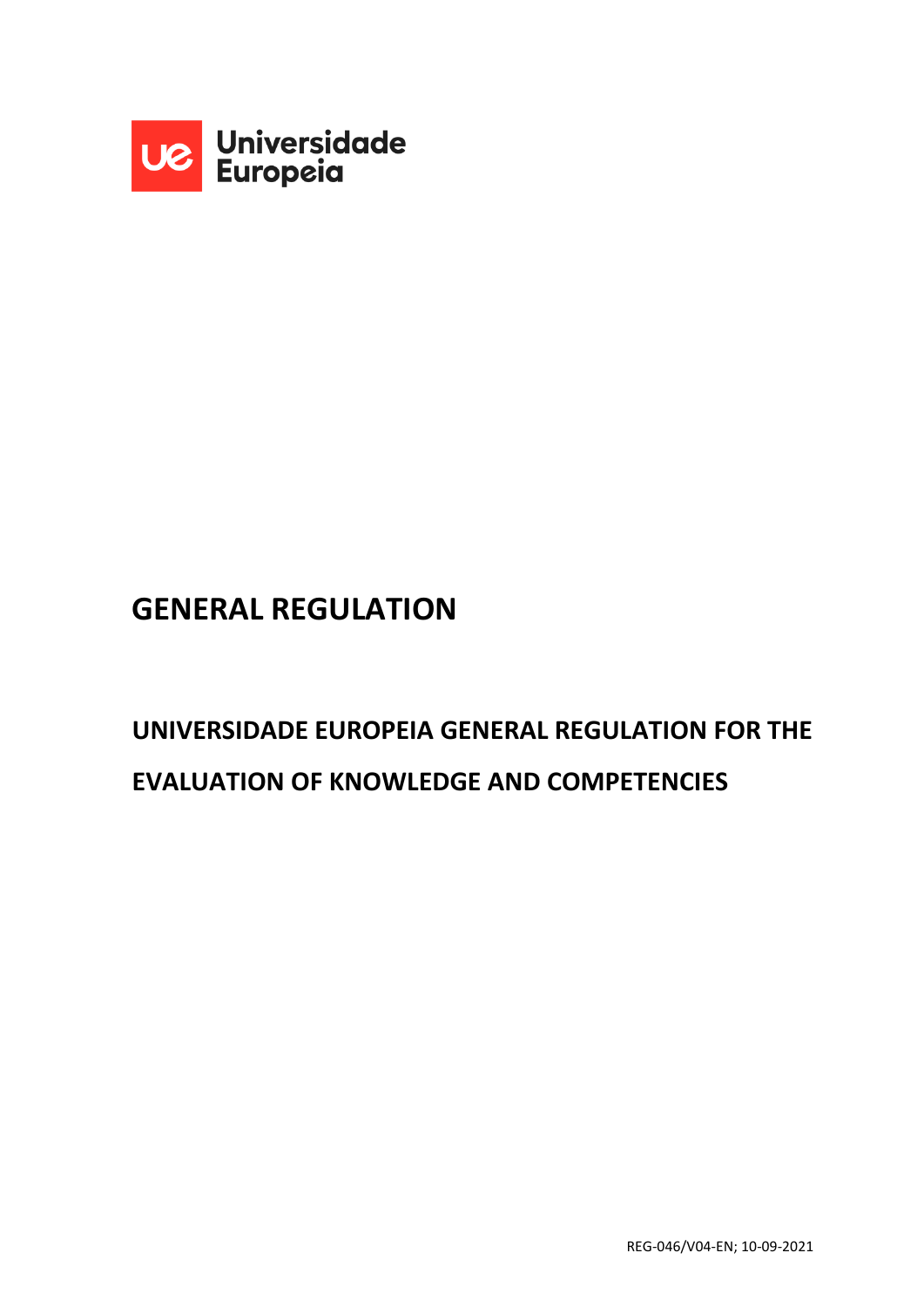Universidade Europeia

# GENERAL REGULATION

## UNIVERSIDADE EUROPEIA GENERAL REGULATION FOR THE EVALUATION OF KNOWLEDGE AND COMPETENCIES

REG-046/V04-EN; 10-09-2021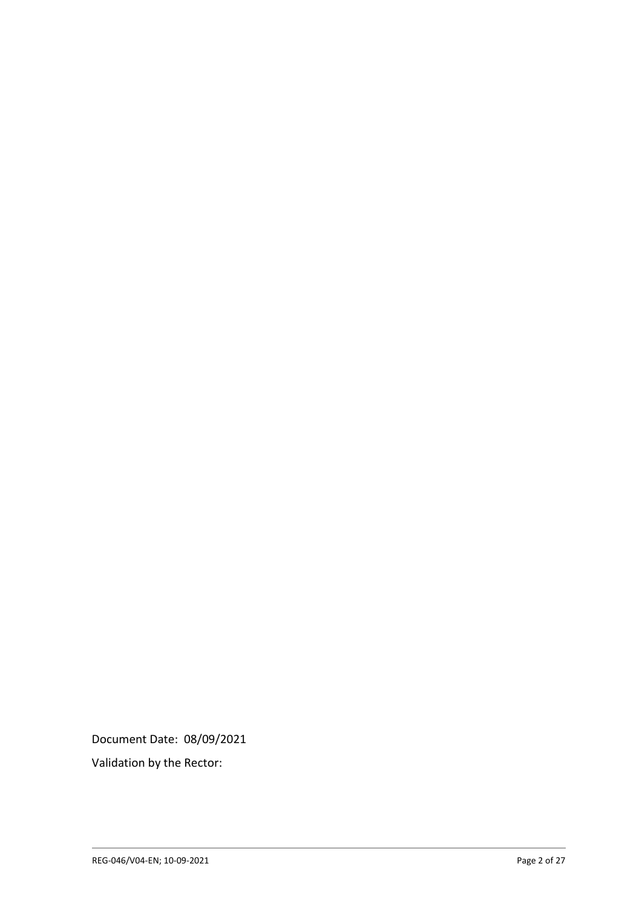Document Date: 08/09/2021

Validation by the Rector: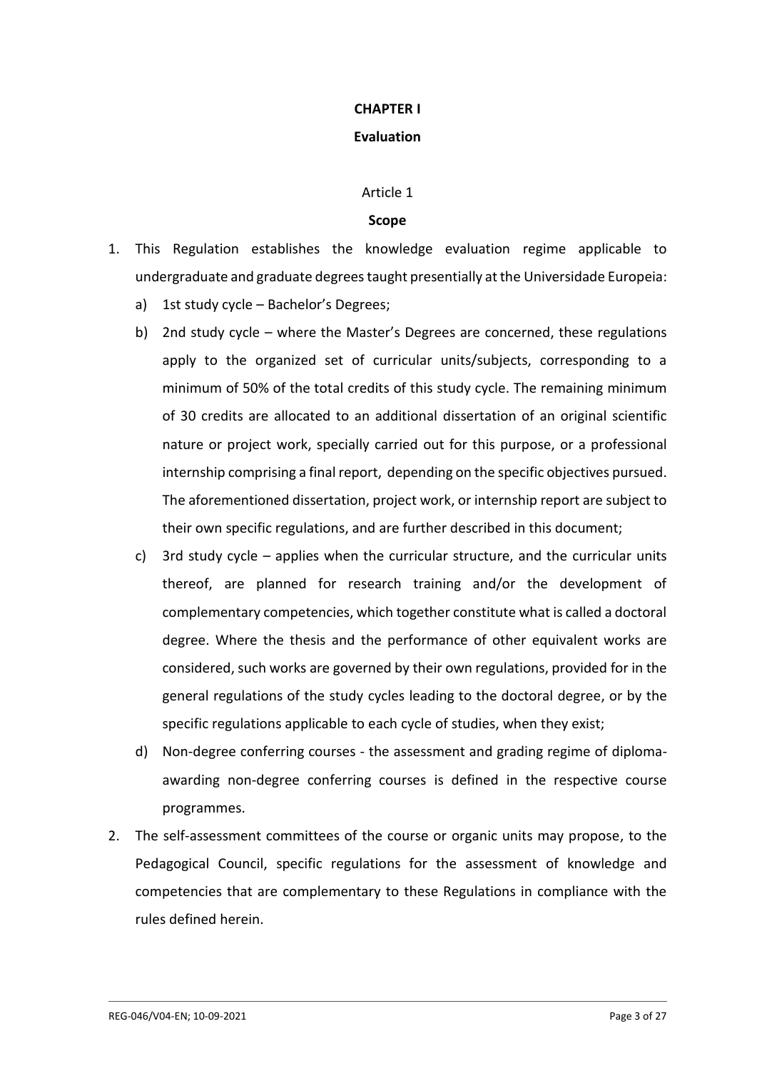# CHAPTER I

# Evaluation

Article 1

## Scope

1. This Regulation establishes the knowledge evaluation regime applicable to undergraduate and graduate degrees taught presentially at the Universidade Europeia:
   a) 1st study cycle – Bachelor's Degrees;
   b) 2nd study cycle – where the Master's Degrees are concerned, these regulations apply to the organized set of curricular units/subjects, corresponding to a minimum of 50% of the total credits of this study cycle. The remaining minimum of 30 credits are allocated to an additional dissertation of an original scientific nature or project work, specially carried out for this purpose, or a professional internship comprising a final report, depending on the specific objectives pursued. The aforementioned dissertation, project work, or internship report are subject to their own specific regulations, and are further described in this document;
   c) 3rd study cycle – applies when the curricular structure, and the curricular units thereof, are planned for research training and/or the development of complementary competencies, which together constitute what is called a doctoral degree. Where the thesis and the performance of other equivalent works are considered, such works are governed by their own regulations, provided for in the general regulations of the study cycles leading to the doctoral degree, or by the specific regulations applicable to each cycle of studies, when they exist;
   d) Non-degree conferring courses - the assessment and grading regime of diploma-awarding non-degree conferring courses is defined in the respective course programmes.
2. The self-assessment committees of the course or organic units may propose, to the Pedagogical Council, specific regulations for the assessment of knowledge and competencies that are complementary to these Regulations in compliance with the rules defined herein.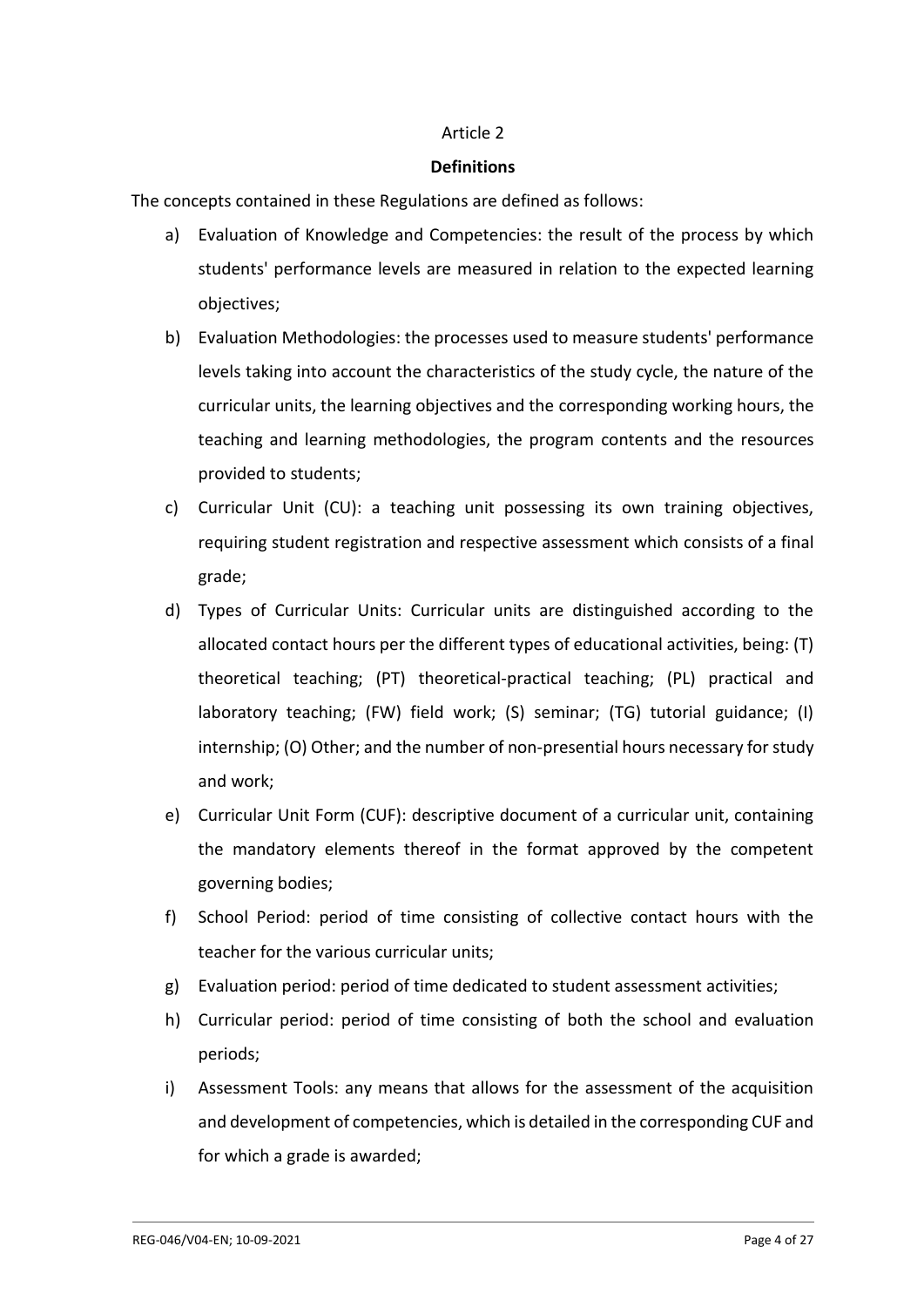Article 2

**Definitions**

The concepts contained in these Regulations are defined as follows:

a) Evaluation of Knowledge and Competencies: the result of the process by which students' performance levels are measured in relation to the expected learning objectives;

b) Evaluation Methodologies: the processes used to measure students' performance levels taking into account the characteristics of the study cycle, the nature of the curricular units, the learning objectives and the corresponding working hours, the teaching and learning methodologies, the program contents and the resources provided to students;

c) Curricular Unit (CU): a teaching unit possessing its own training objectives, requiring student registration and respective assessment which consists of a final grade;

d) Types of Curricular Units: Curricular units are distinguished according to the allocated contact hours per the different types of educational activities, being: (T) theoretical teaching; (PT) theoretical-practical teaching; (PL) practical and laboratory teaching; (FW) field work; (S) seminar; (TG) tutorial guidance; (I) internship; (O) Other; and the number of non-presential hours necessary for study and work;

e) Curricular Unit Form (CUF): descriptive document of a curricular unit, containing the mandatory elements thereof in the format approved by the competent governing bodies;

f) School Period: period of time consisting of collective contact hours with the teacher for the various curricular units;

g) Evaluation period: period of time dedicated to student assessment activities;

h) Curricular period: period of time consisting of both the school and evaluation periods;

i) Assessment Tools: any means that allows for the assessment of the acquisition and development of competencies, which is detailed in the corresponding CUF and for which a grade is awarded;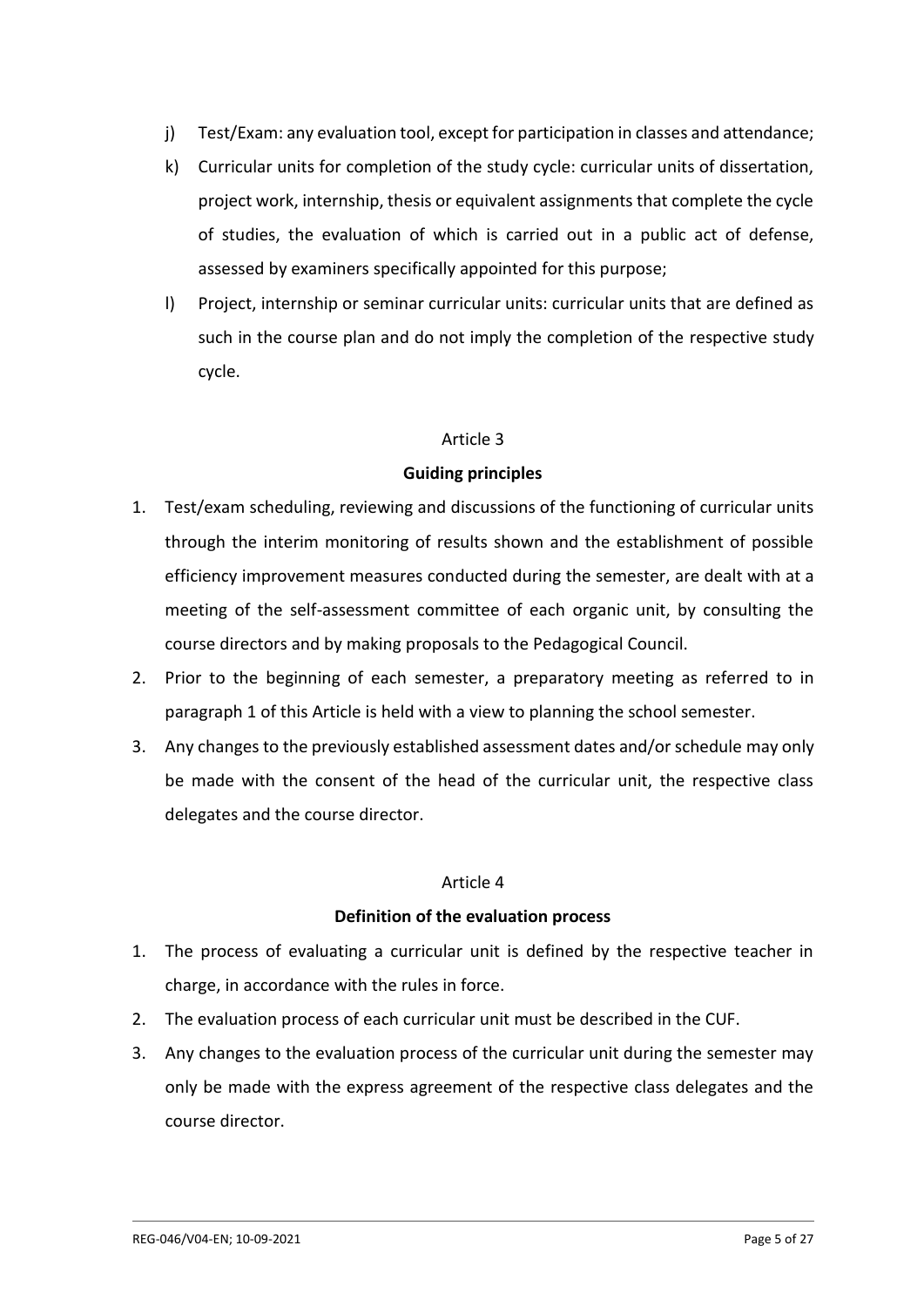j) Test/Exam: any evaluation tool, except for participation in classes and attendance;

k) Curricular units for completion of the study cycle: curricular units of dissertation, project work, internship, thesis or equivalent assignments that complete the cycle of studies, the evaluation of which is carried out in a public act of defense, assessed by examiners specifically appointed for this purpose;

l) Project, internship or seminar curricular units: curricular units that are defined as such in the course plan and do not imply the completion of the respective study cycle.

Article 3

**Guiding principles**

1. Test/exam scheduling, reviewing and discussions of the functioning of curricular units through the interim monitoring of results shown and the establishment of possible efficiency improvement measures conducted during the semester, are dealt with at a meeting of the self-assessment committee of each organic unit, by consulting the course directors and by making proposals to the Pedagogical Council.
2. Prior to the beginning of each semester, a preparatory meeting as referred to in paragraph 1 of this Article is held with a view to planning the school semester.
3. Any changes to the previously established assessment dates and/or schedule may only be made with the consent of the head of the curricular unit, the respective class delegates and the course director.

Article 4

**Definition of the evaluation process**

1. The process of evaluating a curricular unit is defined by the respective teacher in charge, in accordance with the rules in force.
2. The evaluation process of each curricular unit must be described in the CUF.
3. Any changes to the evaluation process of the curricular unit during the semester may only be made with the express agreement of the respective class delegates and the course director.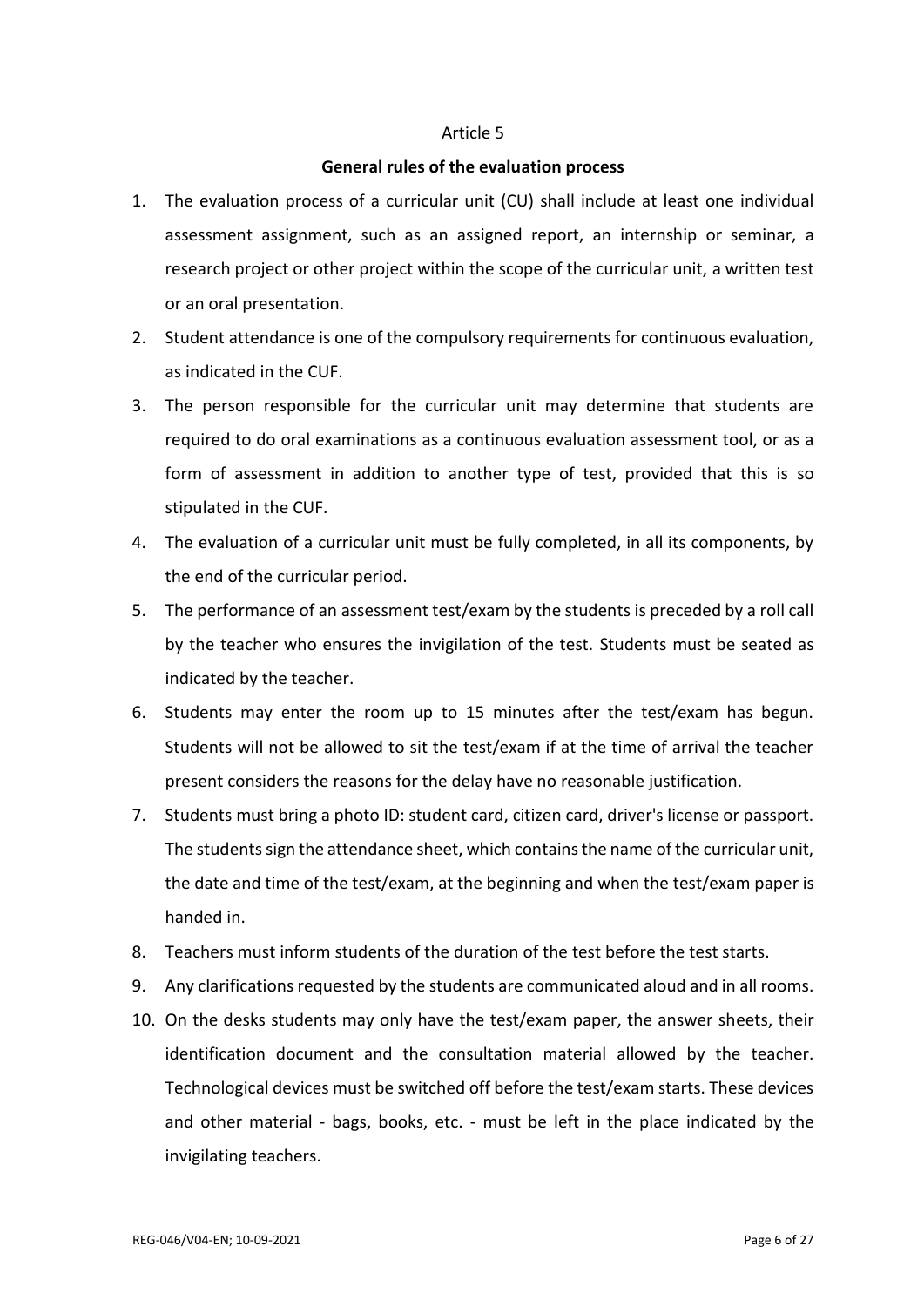Article 5

## General rules of the evaluation process

1. The evaluation process of a curricular unit (CU) shall include at least one individual assessment assignment, such as an assigned report, an internship or seminar, a research project or other project within the scope of the curricular unit, a written test or an oral presentation.
2. Student attendance is one of the compulsory requirements for continuous evaluation, as indicated in the CUF.
3. The person responsible for the curricular unit may determine that students are required to do oral examinations as a continuous evaluation assessment tool, or as a form of assessment in addition to another type of test, provided that this is so stipulated in the CUF.
4. The evaluation of a curricular unit must be fully completed, in all its components, by the end of the curricular period.
5. The performance of an assessment test/exam by the students is preceded by a roll call by the teacher who ensures the invigilation of the test. Students must be seated as indicated by the teacher.
6. Students may enter the room up to 15 minutes after the test/exam has begun. Students will not be allowed to sit the test/exam if at the time of arrival the teacher present considers the reasons for the delay have no reasonable justification.
7. Students must bring a photo ID: student card, citizen card, driver's license or passport. The students sign the attendance sheet, which contains the name of the curricular unit, the date and time of the test/exam, at the beginning and when the test/exam paper is handed in.
8. Teachers must inform students of the duration of the test before the test starts.
9. Any clarifications requested by the students are communicated aloud and in all rooms.
10. On the desks students may only have the test/exam paper, the answer sheets, their identification document and the consultation material allowed by the teacher. Technological devices must be switched off before the test/exam starts. These devices and other material - bags, books, etc. - must be left in the place indicated by the invigilating teachers.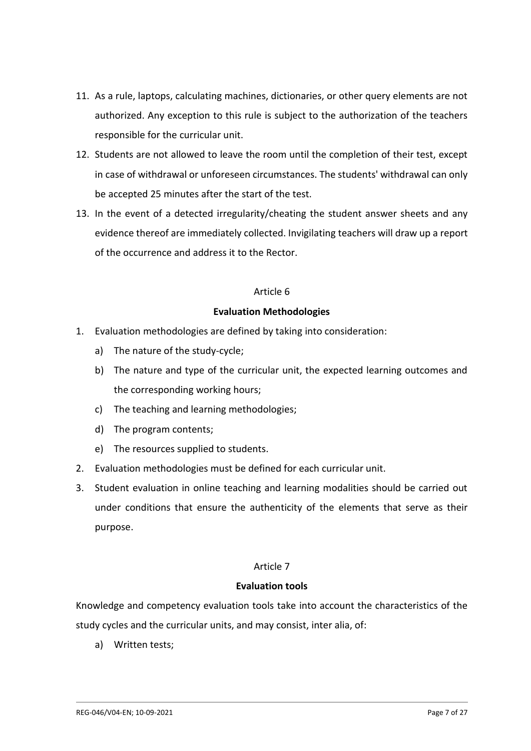11. As a rule, laptops, calculating machines, dictionaries, or other query elements are not authorized. Any exception to this rule is subject to the authorization of the teachers responsible for the curricular unit.
12. Students are not allowed to leave the room until the completion of their test, except in case of withdrawal or unforeseen circumstances. The students' withdrawal can only be accepted 25 minutes after the start of the test.
13. In the event of a detected irregularity/cheating the student answer sheets and any evidence thereof are immediately collected. Invigilating teachers will draw up a report of the occurrence and address it to the Rector.

Article 6

**Evaluation Methodologies**

1. Evaluation methodologies are defined by taking into consideration:
   a) The nature of the study-cycle;
   b) The nature and type of the curricular unit, the expected learning outcomes and the corresponding working hours;
   c) The teaching and learning methodologies;
   d) The program contents;
   e) The resources supplied to students.
2. Evaluation methodologies must be defined for each curricular unit.
3. Student evaluation in online teaching and learning modalities should be carried out under conditions that ensure the authenticity of the elements that serve as their purpose.

Article 7

**Evaluation tools**

Knowledge and competency evaluation tools take into account the characteristics of the study cycles and the curricular units, and may consist, inter alia, of:

a) Written tests;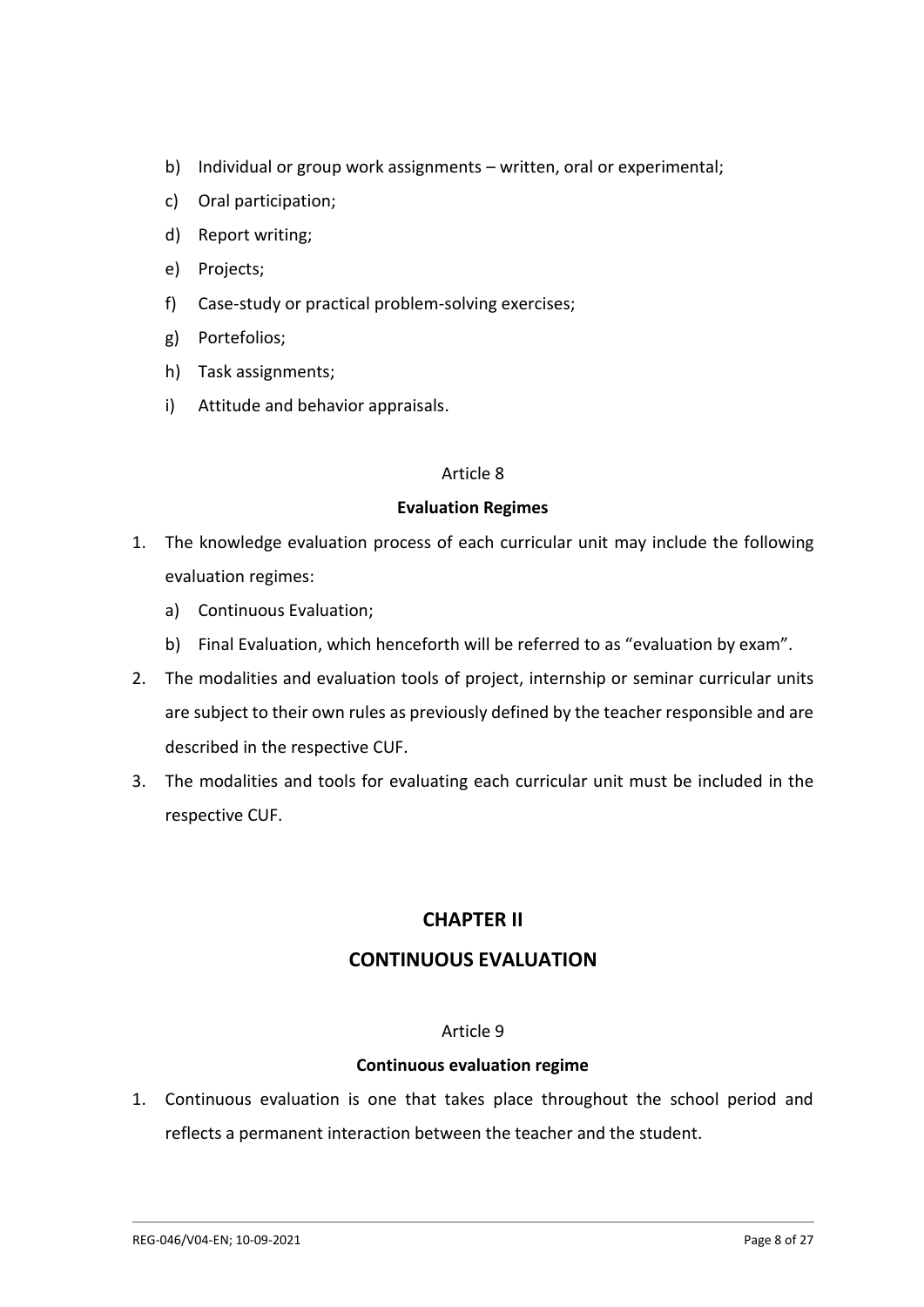b) Individual or group work assignments – written, oral or experimental;
c) Oral participation;
d) Report writing;
e) Projects;
f) Case-study or practical problem-solving exercises;
g) Portefolios;
h) Task assignments;
i) Attitude and behavior appraisals.

Article 8

**Evaluation Regimes**

1. The knowledge evaluation process of each curricular unit may include the following evaluation regimes:
   a) Continuous Evaluation;
   b) Final Evaluation, which henceforth will be referred to as "evaluation by exam".
2. The modalities and evaluation tools of project, internship or seminar curricular units are subject to their own rules as previously defined by the teacher responsible and are described in the respective CUF.
3. The modalities and tools for evaluating each curricular unit must be included in the respective CUF.

## CHAPTER II

## CONTINUOUS EVALUATION

Article 9

**Continuous evaluation regime**

1. Continuous evaluation is one that takes place throughout the school period and reflects a permanent interaction between the teacher and the student.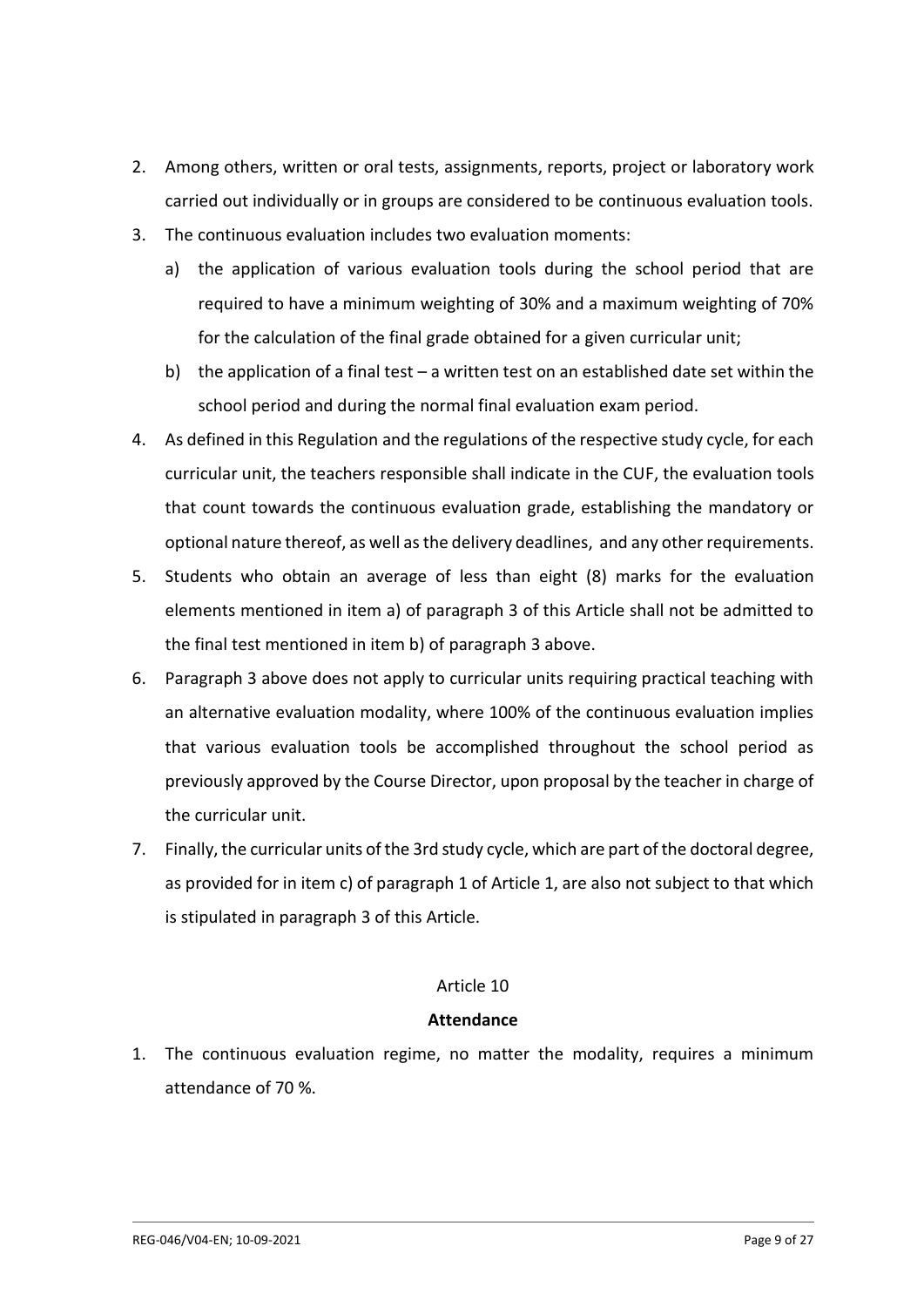2. Among others, written or oral tests, assignments, reports, project or laboratory work carried out individually or in groups are considered to be continuous evaluation tools.
3. The continuous evaluation includes two evaluation moments:
   a) the application of various evaluation tools during the school period that are required to have a minimum weighting of 30% and a maximum weighting of 70% for the calculation of the final grade obtained for a given curricular unit;
   b) the application of a final test – a written test on an established date set within the school period and during the normal final evaluation exam period.
4. As defined in this Regulation and the regulations of the respective study cycle, for each curricular unit, the teachers responsible shall indicate in the CUF, the evaluation tools that count towards the continuous evaluation grade, establishing the mandatory or optional nature thereof, as well as the delivery deadlines, and any other requirements.
5. Students who obtain an average of less than eight (8) marks for the evaluation elements mentioned in item a) of paragraph 3 of this Article shall not be admitted to the final test mentioned in item b) of paragraph 3 above.
6. Paragraph 3 above does not apply to curricular units requiring practical teaching with an alternative evaluation modality, where 100% of the continuous evaluation implies that various evaluation tools be accomplished throughout the school period as previously approved by the Course Director, upon proposal by the teacher in charge of the curricular unit.
7. Finally, the curricular units of the 3rd study cycle, which are part of the doctoral degree, as provided for in item c) of paragraph 1 of Article 1, are also not subject to that which is stipulated in paragraph 3 of this Article.

Article 10

**Attendance**

1. The continuous evaluation regime, no matter the modality, requires a minimum attendance of 70 %.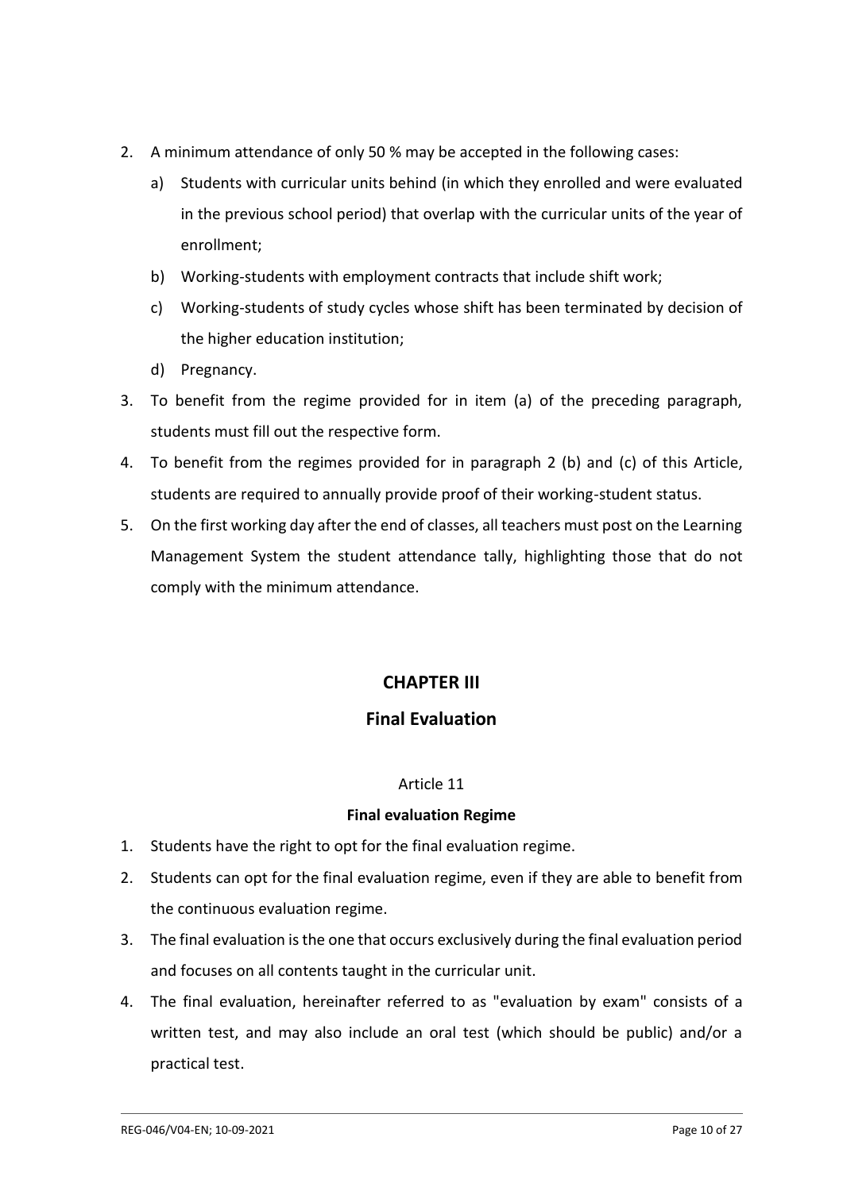2. A minimum attendance of only 50 % may be accepted in the following cases:
    a) Students with curricular units behind (in which they enrolled and were evaluated in the previous school period) that overlap with the curricular units of the year of enrollment;
    b) Working-students with employment contracts that include shift work;
    c) Working-students of study cycles whose shift has been terminated by decision of the higher education institution;
    d) Pregnancy.
3. To benefit from the regime provided for in item (a) of the preceding paragraph, students must fill out the respective form.
4. To benefit from the regimes provided for in paragraph 2 (b) and (c) of this Article, students are required to annually provide proof of their working-student status.
5. On the first working day after the end of classes, all teachers must post on the Learning Management System the student attendance tally, highlighting those that do not comply with the minimum attendance.

## CHAPTER III

## Final Evaluation

Article 11

**Final evaluation Regime**

1. Students have the right to opt for the final evaluation regime.
2. Students can opt for the final evaluation regime, even if they are able to benefit from the continuous evaluation regime.
3. The final evaluation is the one that occurs exclusively during the final evaluation period and focuses on all contents taught in the curricular unit.
4. The final evaluation, hereinafter referred to as "evaluation by exam" consists of a written test, and may also include an oral test (which should be public) and/or a practical test.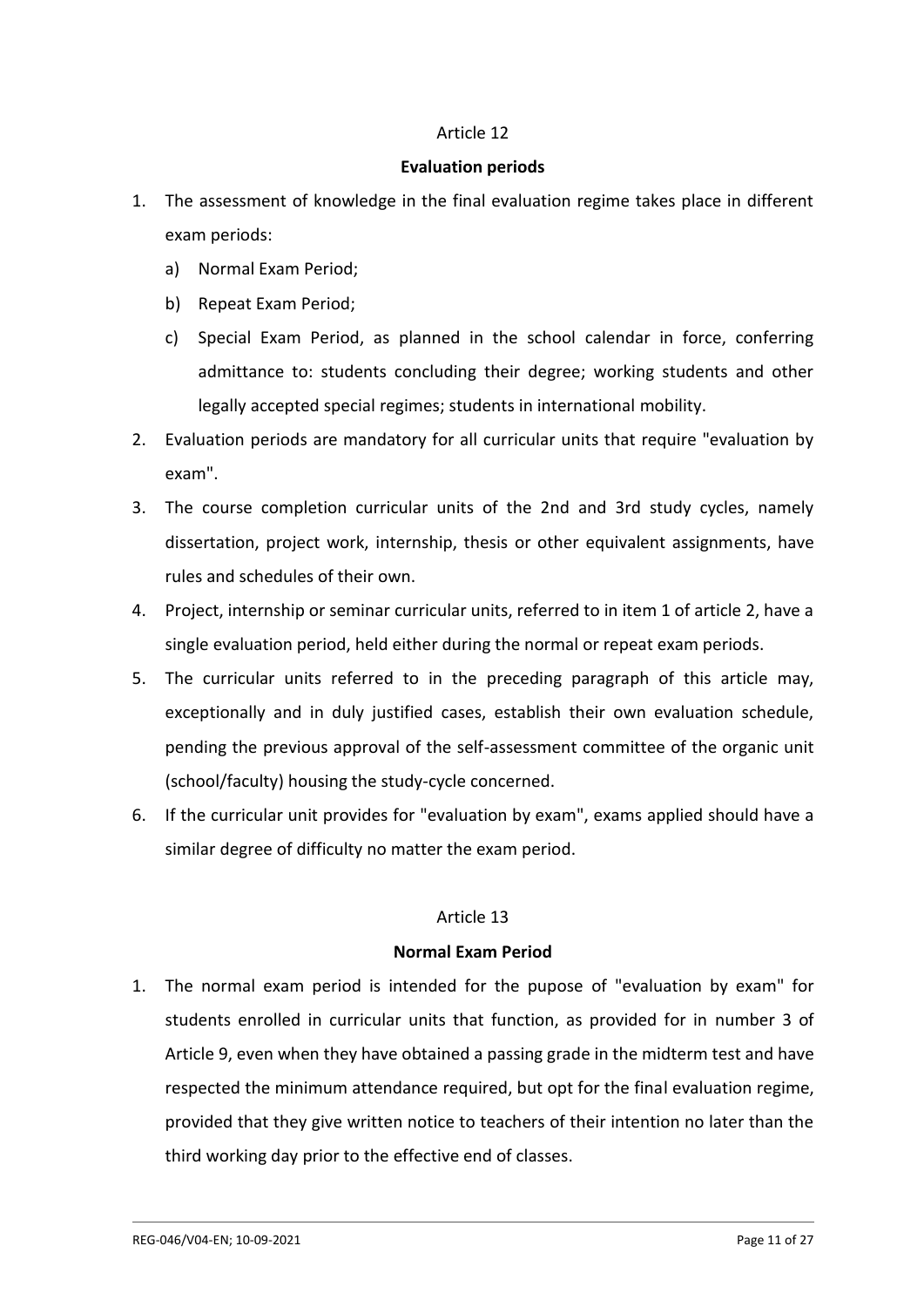## Article 12

### Evaluation periods

1. The assessment of knowledge in the final evaluation regime takes place in different exam periods:
   a) Normal Exam Period;
   b) Repeat Exam Period;
   c) Special Exam Period, as planned in the school calendar in force, conferring admittance to: students concluding their degree; working students and other legally accepted special regimes; students in international mobility.
2. Evaluation periods are mandatory for all curricular units that require "evaluation by exam".
3. The course completion curricular units of the 2nd and 3rd study cycles, namely dissertation, project work, internship, thesis or other equivalent assignments, have rules and schedules of their own.
4. Project, internship or seminar curricular units, referred to in item 1 of article 2, have a single evaluation period, held either during the normal or repeat exam periods.
5. The curricular units referred to in the preceding paragraph of this article may, exceptionally and in duly justified cases, establish their own evaluation schedule, pending the previous approval of the self-assessment committee of the organic unit (school/faculty) housing the study-cycle concerned.
6. If the curricular unit provides for "evaluation by exam", exams applied should have a similar degree of difficulty no matter the exam period.

## Article 13

### Normal Exam Period

1. The normal exam period is intended for the pupose of "evaluation by exam" for students enrolled in curricular units that function, as provided for in number 3 of Article 9, even when they have obtained a passing grade in the midterm test and have respected the minimum attendance required, but opt for the final evaluation regime, provided that they give written notice to teachers of their intention no later than the third working day prior to the effective end of classes.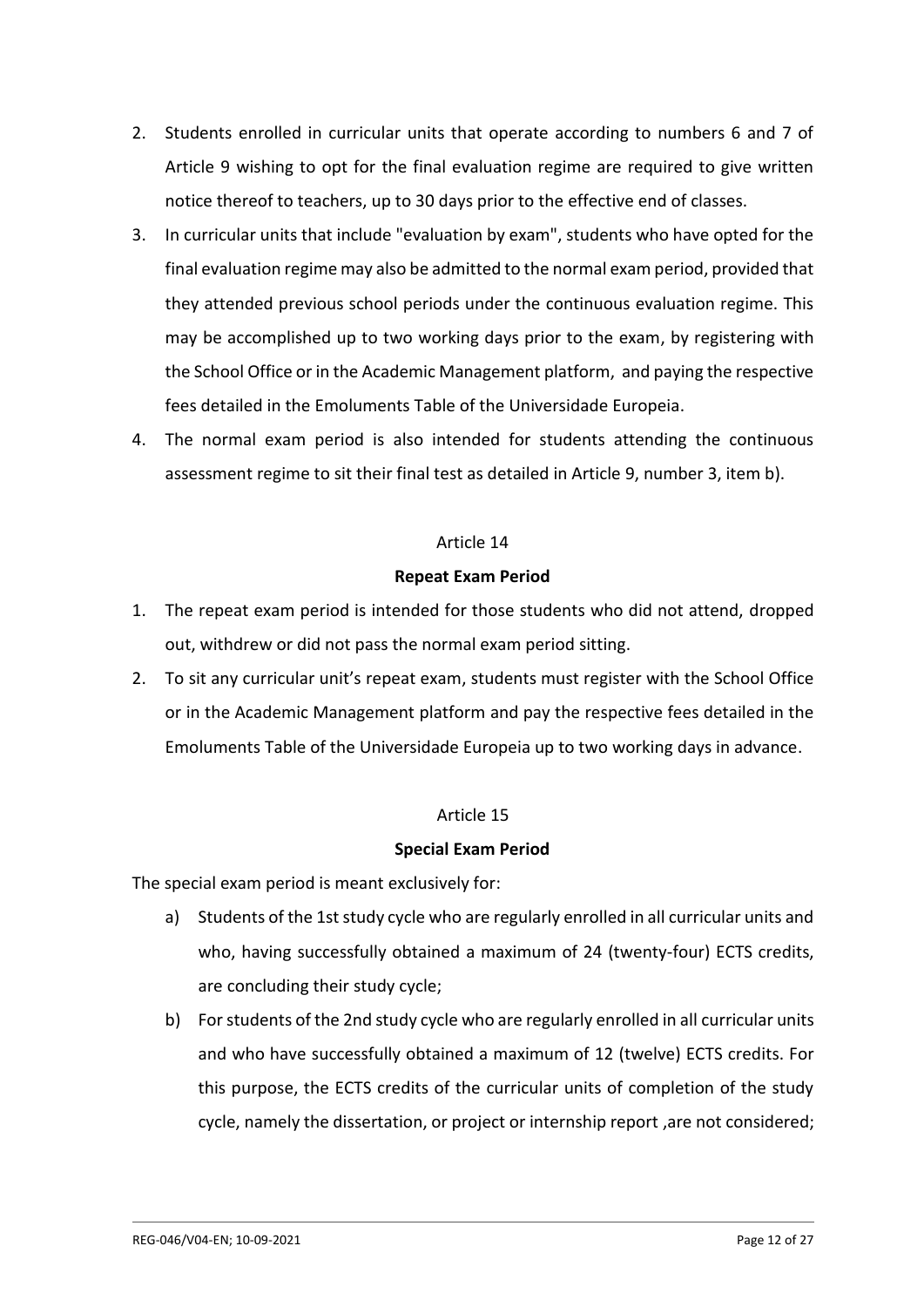2. Students enrolled in curricular units that operate according to numbers 6 and 7 of Article 9 wishing to opt for the final evaluation regime are required to give written notice thereof to teachers, up to 30 days prior to the effective end of classes.
3. In curricular units that include "evaluation by exam", students who have opted for the final evaluation regime may also be admitted to the normal exam period, provided that they attended previous school periods under the continuous evaluation regime. This may be accomplished up to two working days prior to the exam, by registering with the School Office or in the Academic Management platform, and paying the respective fees detailed in the Emoluments Table of the Universidade Europeia.
4. The normal exam period is also intended for students attending the continuous assessment regime to sit their final test as detailed in Article 9, number 3, item b).

Article 14

**Repeat Exam Period**

1. The repeat exam period is intended for those students who did not attend, dropped out, withdrew or did not pass the normal exam period sitting.
2. To sit any curricular unit's repeat exam, students must register with the School Office or in the Academic Management platform and pay the respective fees detailed in the Emoluments Table of the Universidade Europeia up to two working days in advance.

Article 15

**Special Exam Period**

The special exam period is meant exclusively for:

a) Students of the 1st study cycle who are regularly enrolled in all curricular units and who, having successfully obtained a maximum of 24 (twenty-four) ECTS credits, are concluding their study cycle;
b) For students of the 2nd study cycle who are regularly enrolled in all curricular units and who have successfully obtained a maximum of 12 (twelve) ECTS credits. For this purpose, the ECTS credits of the curricular units of completion of the study cycle, namely the dissertation, or project or internship report ,are not considered;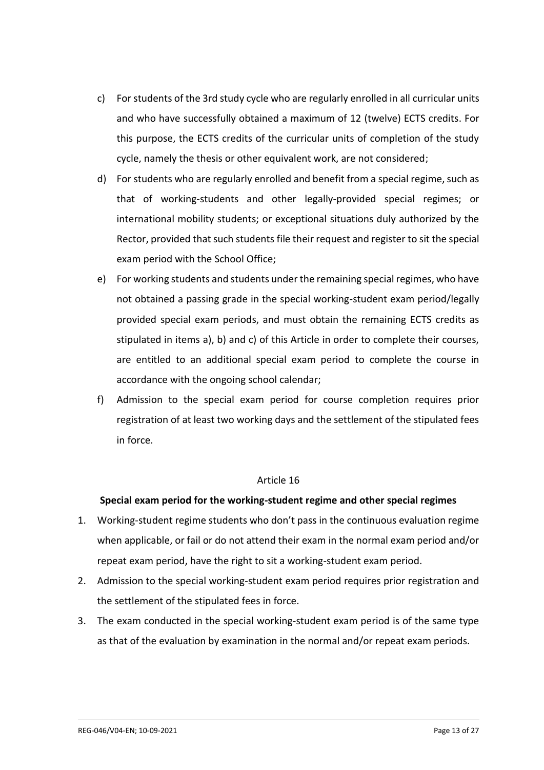c) For students of the 3rd study cycle who are regularly enrolled in all curricular units and who have successfully obtained a maximum of 12 (twelve) ECTS credits. For this purpose, the ECTS credits of the curricular units of completion of the study cycle, namely the thesis or other equivalent work, are not considered;

d) For students who are regularly enrolled and benefit from a special regime, such as that of working-students and other legally-provided special regimes; or international mobility students; or exceptional situations duly authorized by the Rector, provided that such students file their request and register to sit the special exam period with the School Office;

e) For working students and students under the remaining special regimes, who have not obtained a passing grade in the special working-student exam period/legally provided special exam periods, and must obtain the remaining ECTS credits as stipulated in items a), b) and c) of this Article in order to complete their courses, are entitled to an additional special exam period to complete the course in accordance with the ongoing school calendar;

f) Admission to the special exam period for course completion requires prior registration of at least two working days and the settlement of the stipulated fees in force.

Article 16

**Special exam period for the working-student regime and other special regimes**

1. Working-student regime students who don't pass in the continuous evaluation regime when applicable, or fail or do not attend their exam in the normal exam period and/or repeat exam period, have the right to sit a working-student exam period.
2. Admission to the special working-student exam period requires prior registration and the settlement of the stipulated fees in force.
3. The exam conducted in the special working-student exam period is of the same type as that of the evaluation by examination in the normal and/or repeat exam periods.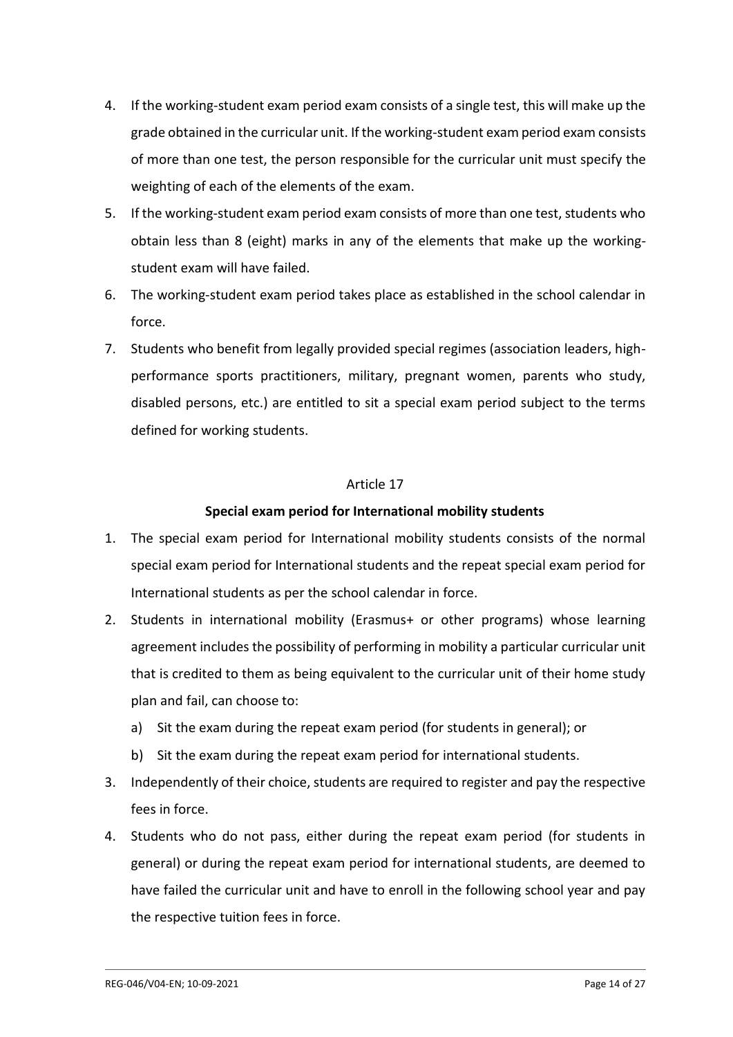4. If the working-student exam period exam consists of a single test, this will make up the grade obtained in the curricular unit. If the working-student exam period exam consists of more than one test, the person responsible for the curricular unit must specify the weighting of each of the elements of the exam.
5. If the working-student exam period exam consists of more than one test, students who obtain less than 8 (eight) marks in any of the elements that make up the working-student exam will have failed.
6. The working-student exam period takes place as established in the school calendar in force.
7. Students who benefit from legally provided special regimes (association leaders, high-performance sports practitioners, military, pregnant women, parents who study, disabled persons, etc.) are entitled to sit a special exam period subject to the terms defined for working students.

Article 17

**Special exam period for International mobility students**

1. The special exam period for International mobility students consists of the normal special exam period for International students and the repeat special exam period for International students as per the school calendar in force.
2. Students in international mobility (Erasmus+ or other programs) whose learning agreement includes the possibility of performing in mobility a particular curricular unit that is credited to them as being equivalent to the curricular unit of their home study plan and fail, can choose to:
   a) Sit the exam during the repeat exam period (for students in general); or
   b) Sit the exam during the repeat exam period for international students.
3. Independently of their choice, students are required to register and pay the respective fees in force.
4. Students who do not pass, either during the repeat exam period (for students in general) or during the repeat exam period for international students, are deemed to have failed the curricular unit and have to enroll in the following school year and pay the respective tuition fees in force.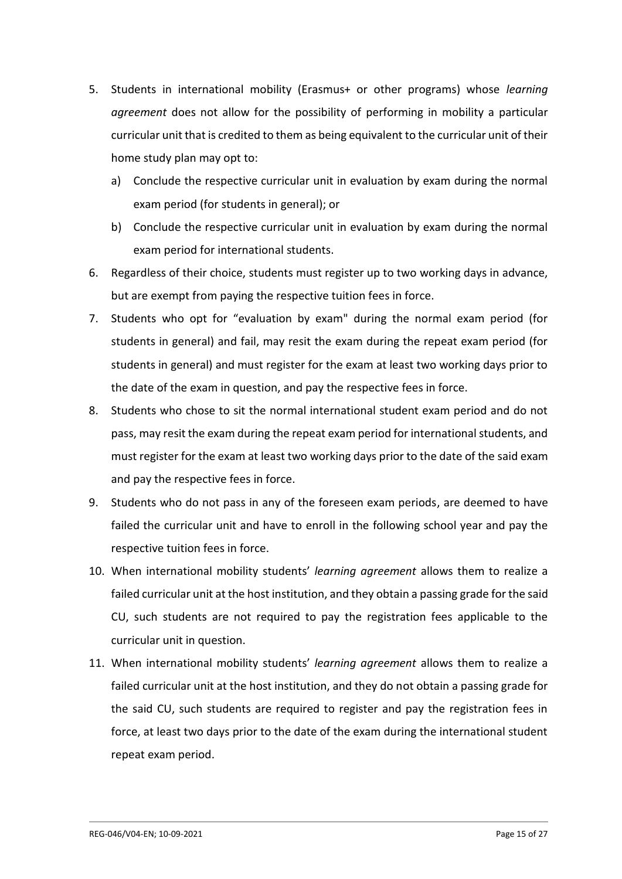5. Students in international mobility (Erasmus+ or other programs) whose *learning agreement* does not allow for the possibility of performing in mobility a particular curricular unit that is credited to them as being equivalent to the curricular unit of their home study plan may opt to:
   a) Conclude the respective curricular unit in evaluation by exam during the normal exam period (for students in general); or
   b) Conclude the respective curricular unit in evaluation by exam during the normal exam period for international students.
6. Regardless of their choice, students must register up to two working days in advance, but are exempt from paying the respective tuition fees in force.
7. Students who opt for "evaluation by exam" during the normal exam period (for students in general) and fail, may resit the exam during the repeat exam period (for students in general) and must register for the exam at least two working days prior to the date of the exam in question, and pay the respective fees in force.
8. Students who chose to sit the normal international student exam period and do not pass, may resit the exam during the repeat exam period for international students, and must register for the exam at least two working days prior to the date of the said exam and pay the respective fees in force.
9. Students who do not pass in any of the foreseen exam periods, are deemed to have failed the curricular unit and have to enroll in the following school year and pay the respective tuition fees in force.
10. When international mobility students' *learning agreement* allows them to realize a failed curricular unit at the host institution, and they obtain a passing grade for the said CU, such students are not required to pay the registration fees applicable to the curricular unit in question.
11. When international mobility students' *learning agreement* allows them to realize a failed curricular unit at the host institution, and they do not obtain a passing grade for the said CU, such students are required to register and pay the registration fees in force, at least two days prior to the date of the exam during the international student repeat exam period.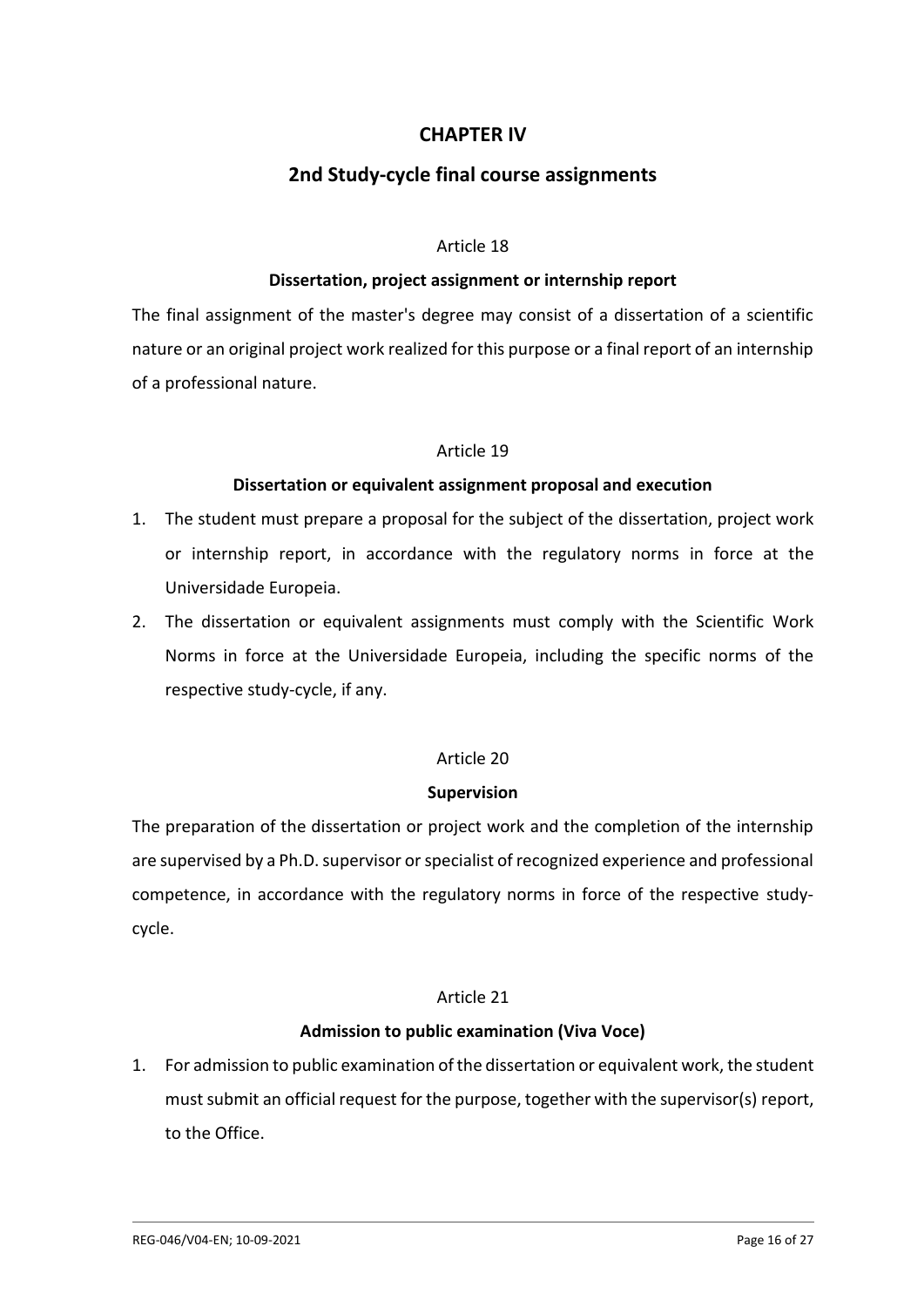# CHAPTER IV

## 2nd Study-cycle final course assignments

Article 18

**Dissertation, project assignment or internship report**

The final assignment of the master's degree may consist of a dissertation of a scientific nature or an original project work realized for this purpose or a final report of an internship of a professional nature.

Article 19

**Dissertation or equivalent assignment proposal and execution**

1. The student must prepare a proposal for the subject of the dissertation, project work or internship report, in accordance with the regulatory norms in force at the Universidade Europeia.
2. The dissertation or equivalent assignments must comply with the Scientific Work Norms in force at the Universidade Europeia, including the specific norms of the respective study-cycle, if any.

Article 20

**Supervision**

The preparation of the dissertation or project work and the completion of the internship are supervised by a Ph.D. supervisor or specialist of recognized experience and professional competence, in accordance with the regulatory norms in force of the respective study-cycle.

Article 21

**Admission to public examination (Viva Voce)**

1. For admission to public examination of the dissertation or equivalent work, the student must submit an official request for the purpose, together with the supervisor(s) report, to the Office.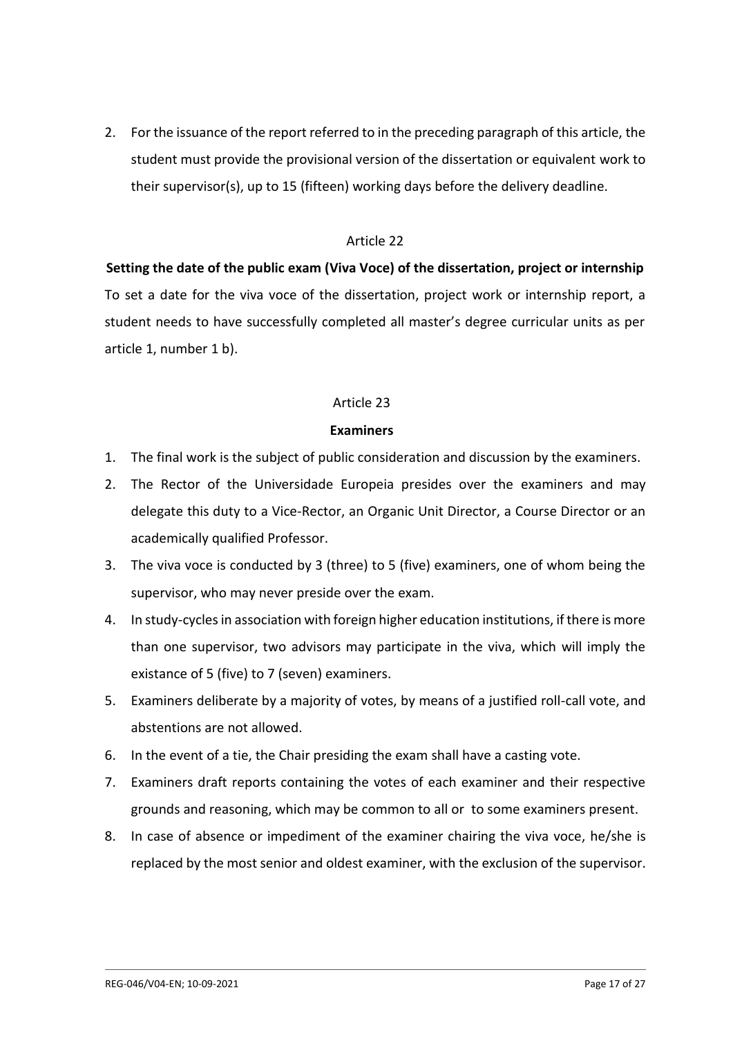2. For the issuance of the report referred to in the preceding paragraph of this article, the student must provide the provisional version of the dissertation or equivalent work to their supervisor(s), up to 15 (fifteen) working days before the delivery deadline.

Article 22

**Setting the date of the public exam (Viva Voce) of the dissertation, project or internship**

To set a date for the viva voce of the dissertation, project work or internship report, a student needs to have successfully completed all master's degree curricular units as per article 1, number 1 b).

Article 23

**Examiners**

1. The final work is the subject of public consideration and discussion by the examiners.
2. The Rector of the Universidade Europeia presides over the examiners and may delegate this duty to a Vice-Rector, an Organic Unit Director, a Course Director or an academically qualified Professor.
3. The viva voce is conducted by 3 (three) to 5 (five) examiners, one of whom being the supervisor, who may never preside over the exam.
4. In study-cycles in association with foreign higher education institutions, if there is more than one supervisor, two advisors may participate in the viva, which will imply the existance of 5 (five) to 7 (seven) examiners.
5. Examiners deliberate by a majority of votes, by means of a justified roll-call vote, and abstentions are not allowed.
6. In the event of a tie, the Chair presiding the exam shall have a casting vote.
7. Examiners draft reports containing the votes of each examiner and their respective grounds and reasoning, which may be common to all or to some examiners present.
8. In case of absence or impediment of the examiner chairing the viva voce, he/she is replaced by the most senior and oldest examiner, with the exclusion of the supervisor.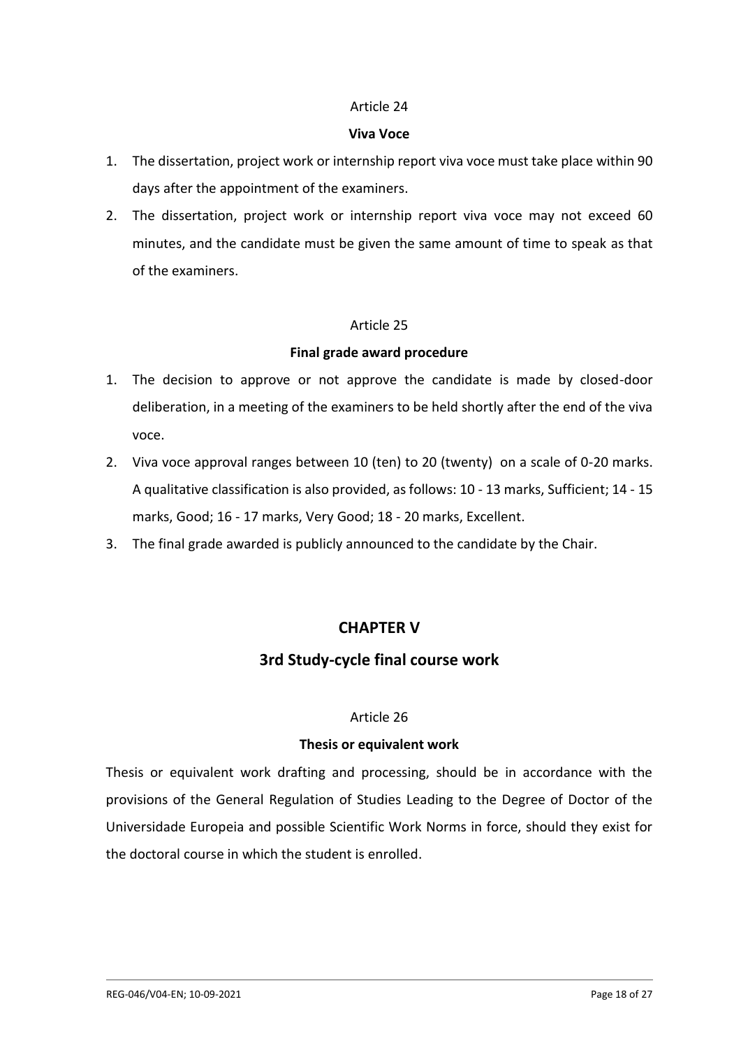### Article 24

**Viva Voce**

1. The dissertation, project work or internship report viva voce must take place within 90 days after the appointment of the examiners.
2. The dissertation, project work or internship report viva voce may not exceed 60 minutes, and the candidate must be given the same amount of time to speak as that of the examiners.

### Article 25

**Final grade award procedure**

1. The decision to approve or not approve the candidate is made by closed-door deliberation, in a meeting of the examiners to be held shortly after the end of the viva voce.
2. Viva voce approval ranges between 10 (ten) to 20 (twenty) on a scale of 0-20 marks. A qualitative classification is also provided, as follows: 10 - 13 marks, Sufficient; 14 - 15 marks, Good; 16 - 17 marks, Very Good; 18 - 20 marks, Excellent.
3. The final grade awarded is publicly announced to the candidate by the Chair.

## CHAPTER V

## 3rd Study-cycle final course work

### Article 26

**Thesis or equivalent work**

Thesis or equivalent work drafting and processing, should be in accordance with the provisions of the General Regulation of Studies Leading to the Degree of Doctor of the Universidade Europeia and possible Scientific Work Norms in force, should they exist for the doctoral course in which the student is enrolled.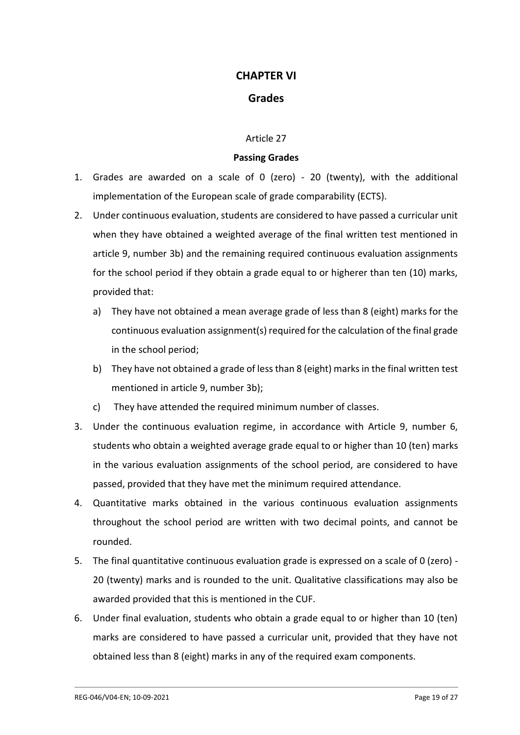# CHAPTER VI

# Grades

Article 27

**Passing Grades**

1. Grades are awarded on a scale of 0 (zero) - 20 (twenty), with the additional implementation of the European scale of grade comparability (ECTS).
2. Under continuous evaluation, students are considered to have passed a curricular unit when they have obtained a weighted average of the final written test mentioned in article 9, number 3b) and the remaining required continuous evaluation assignments for the school period if they obtain a grade equal to or higherer than ten (10) marks, provided that:
   a) They have not obtained a mean average grade of less than 8 (eight) marks for the continuous evaluation assignment(s) required for the calculation of the final grade in the school period;
   b) They have not obtained a grade of less than 8 (eight) marks in the final written test mentioned in article 9, number 3b);
   c) They have attended the required minimum number of classes.
3. Under the continuous evaluation regime, in accordance with Article 9, number 6, students who obtain a weighted average grade equal to or higher than 10 (ten) marks in the various evaluation assignments of the school period, are considered to have passed, provided that they have met the minimum required attendance.
4. Quantitative marks obtained in the various continuous evaluation assignments throughout the school period are written with two decimal points, and cannot be rounded.
5. The final quantitative continuous evaluation grade is expressed on a scale of 0 (zero) - 20 (twenty) marks and is rounded to the unit. Qualitative classifications may also be awarded provided that this is mentioned in the CUF.
6. Under final evaluation, students who obtain a grade equal to or higher than 10 (ten) marks are considered to have passed a curricular unit, provided that they have not obtained less than 8 (eight) marks in any of the required exam components.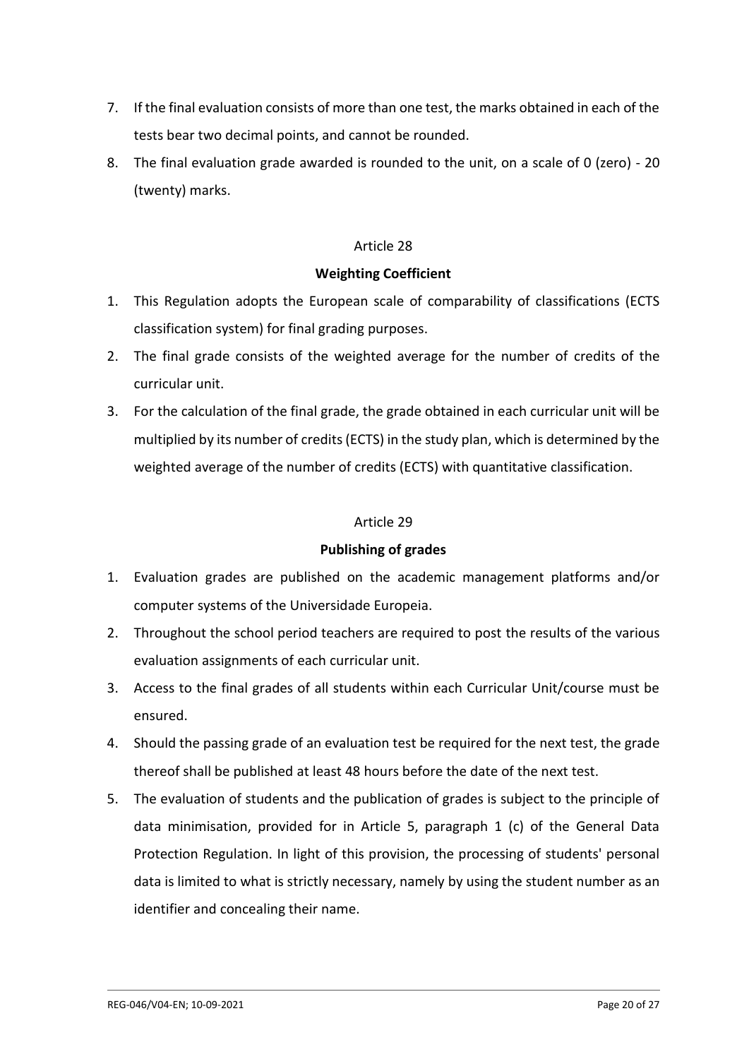7. If the final evaluation consists of more than one test, the marks obtained in each of the tests bear two decimal points, and cannot be rounded.
8. The final evaluation grade awarded is rounded to the unit, on a scale of 0 (zero) - 20 (twenty) marks.

Article 28

**Weighting Coefficient**

1. This Regulation adopts the European scale of comparability of classifications (ECTS classification system) for final grading purposes.
2. The final grade consists of the weighted average for the number of credits of the curricular unit.
3. For the calculation of the final grade, the grade obtained in each curricular unit will be multiplied by its number of credits (ECTS) in the study plan, which is determined by the weighted average of the number of credits (ECTS) with quantitative classification.

Article 29

**Publishing of grades**

1. Evaluation grades are published on the academic management platforms and/or computer systems of the Universidade Europeia.
2. Throughout the school period teachers are required to post the results of the various evaluation assignments of each curricular unit.
3. Access to the final grades of all students within each Curricular Unit/course must be ensured.
4. Should the passing grade of an evaluation test be required for the next test, the grade thereof shall be published at least 48 hours before the date of the next test.
5. The evaluation of students and the publication of grades is subject to the principle of data minimisation, provided for in Article 5, paragraph 1 (c) of the General Data Protection Regulation. In light of this provision, the processing of students' personal data is limited to what is strictly necessary, namely by using the student number as an identifier and concealing their name.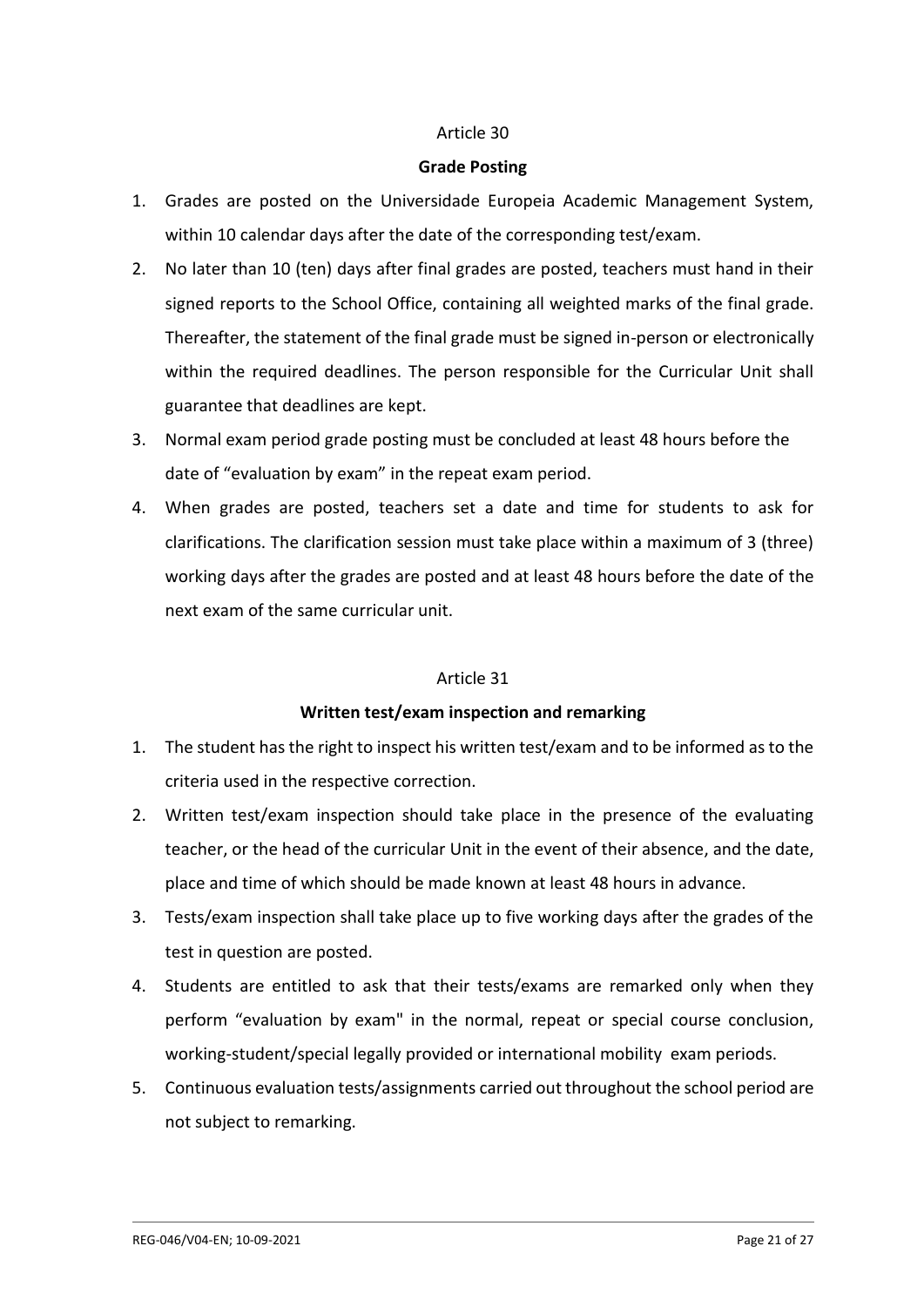Article 30

## Grade Posting

1. Grades are posted on the Universidade Europeia Academic Management System, within 10 calendar days after the date of the corresponding test/exam.
2. No later than 10 (ten) days after final grades are posted, teachers must hand in their signed reports to the School Office, containing all weighted marks of the final grade. Thereafter, the statement of the final grade must be signed in-person or electronically within the required deadlines. The person responsible for the Curricular Unit shall guarantee that deadlines are kept.
3. Normal exam period grade posting must be concluded at least 48 hours before the date of "evaluation by exam" in the repeat exam period.
4. When grades are posted, teachers set a date and time for students to ask for clarifications. The clarification session must take place within a maximum of 3 (three) working days after the grades are posted and at least 48 hours before the date of the next exam of the same curricular unit.

Article 31

## Written test/exam inspection and remarking

1. The student has the right to inspect his written test/exam and to be informed as to the criteria used in the respective correction.
2. Written test/exam inspection should take place in the presence of the evaluating teacher, or the head of the curricular Unit in the event of their absence, and the date, place and time of which should be made known at least 48 hours in advance.
3. Tests/exam inspection shall take place up to five working days after the grades of the test in question are posted.
4. Students are entitled to ask that their tests/exams are remarked only when they perform "evaluation by exam" in the normal, repeat or special course conclusion, working-student/special legally provided or international mobility exam periods.
5. Continuous evaluation tests/assignments carried out throughout the school period are not subject to remarking.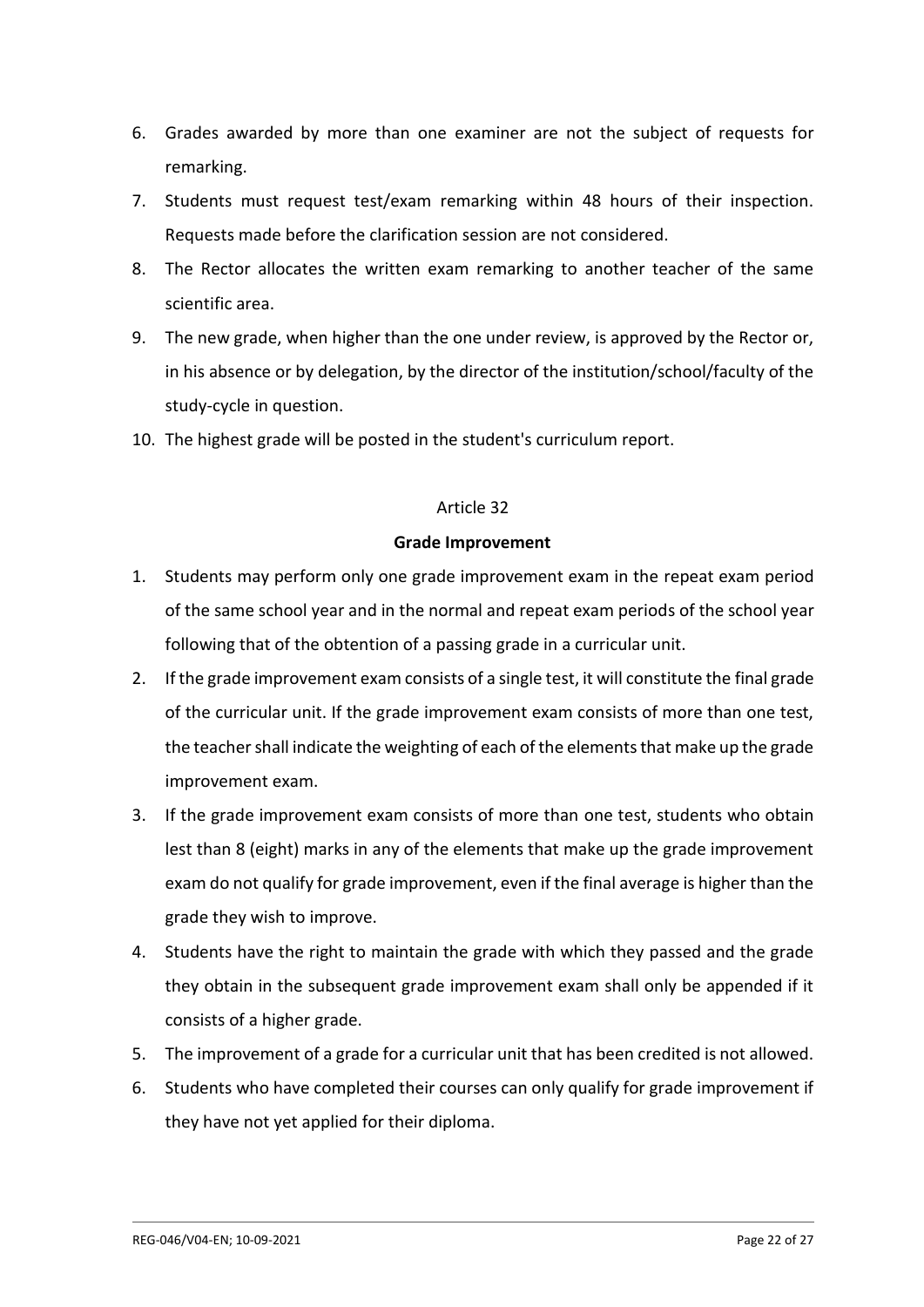6. Grades awarded by more than one examiner are not the subject of requests for remarking.
7. Students must request test/exam remarking within 48 hours of their inspection. Requests made before the clarification session are not considered.
8. The Rector allocates the written exam remarking to another teacher of the same scientific area.
9. The new grade, when higher than the one under review, is approved by the Rector or, in his absence or by delegation, by the director of the institution/school/faculty of the study-cycle in question.
10. The highest grade will be posted in the student's curriculum report.

Article 32

**Grade Improvement**

1. Students may perform only one grade improvement exam in the repeat exam period of the same school year and in the normal and repeat exam periods of the school year following that of the obtention of a passing grade in a curricular unit.
2. If the grade improvement exam consists of a single test, it will constitute the final grade of the curricular unit. If the grade improvement exam consists of more than one test, the teacher shall indicate the weighting of each of the elements that make up the grade improvement exam.
3. If the grade improvement exam consists of more than one test, students who obtain lest than 8 (eight) marks in any of the elements that make up the grade improvement exam do not qualify for grade improvement, even if the final average is higher than the grade they wish to improve.
4. Students have the right to maintain the grade with which they passed and the grade they obtain in the subsequent grade improvement exam shall only be appended if it consists of a higher grade.
5. The improvement of a grade for a curricular unit that has been credited is not allowed.
6. Students who have completed their courses can only qualify for grade improvement if they have not yet applied for their diploma.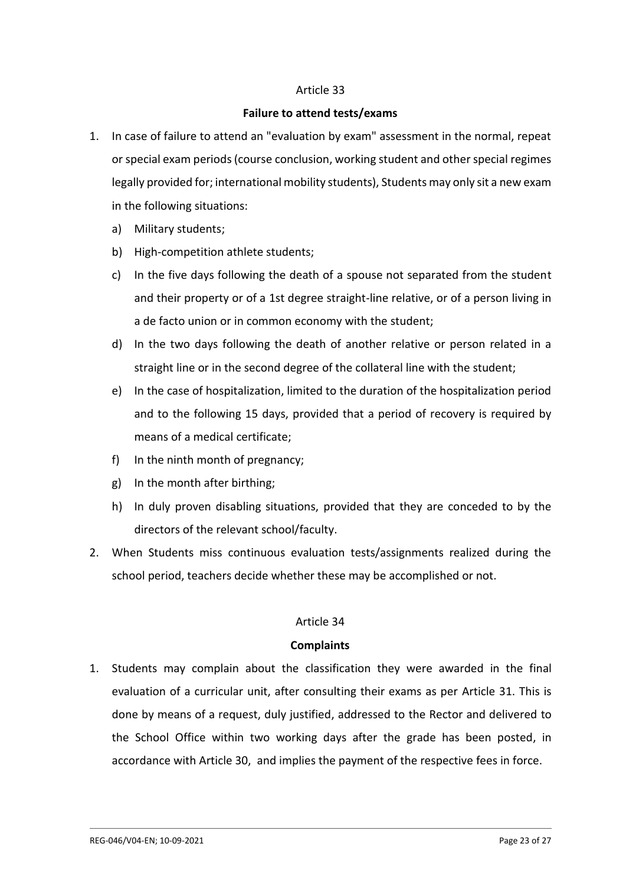## Article 33

### Failure to attend tests/exams

1. In case of failure to attend an "evaluation by exam" assessment in the normal, repeat or special exam periods (course conclusion, working student and other special regimes legally provided for; international mobility students), Students may only sit a new exam in the following situations:
   a) Military students;
   b) High-competition athlete students;
   c) In the five days following the death of a spouse not separated from the student and their property or of a 1st degree straight-line relative, or of a person living in a de facto union or in common economy with the student;
   d) In the two days following the death of another relative or person related in a straight line or in the second degree of the collateral line with the student;
   e) In the case of hospitalization, limited to the duration of the hospitalization period and to the following 15 days, provided that a period of recovery is required by means of a medical certificate;
   f) In the ninth month of pregnancy;
   g) In the month after birthing;
   h) In duly proven disabling situations, provided that they are conceded to by the directors of the relevant school/faculty.
2. When Students miss continuous evaluation tests/assignments realized during the school period, teachers decide whether these may be accomplished or not.

## Article 34

### Complaints

1. Students may complain about the classification they were awarded in the final evaluation of a curricular unit, after consulting their exams as per Article 31. This is done by means of a request, duly justified, addressed to the Rector and delivered to the School Office within two working days after the grade has been posted, in accordance with Article 30, and implies the payment of the respective fees in force.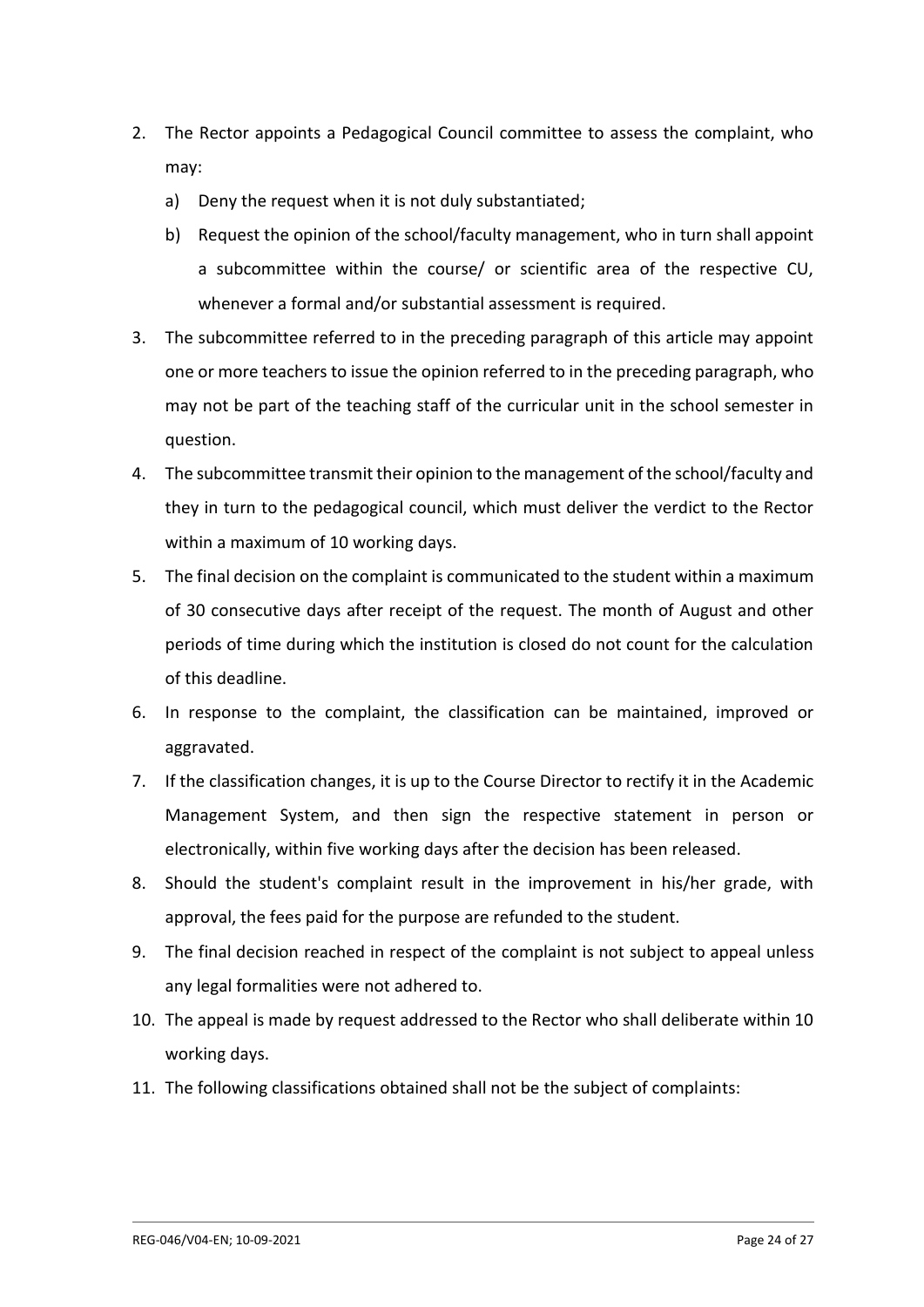2. The Rector appoints a Pedagogical Council committee to assess the complaint, who may:
   a) Deny the request when it is not duly substantiated;
   b) Request the opinion of the school/faculty management, who in turn shall appoint a subcommittee within the course/ or scientific area of the respective CU, whenever a formal and/or substantial assessment is required.
3. The subcommittee referred to in the preceding paragraph of this article may appoint one or more teachers to issue the opinion referred to in the preceding paragraph, who may not be part of the teaching staff of the curricular unit in the school semester in question.
4. The subcommittee transmit their opinion to the management of the school/faculty and they in turn to the pedagogical council, which must deliver the verdict to the Rector within a maximum of 10 working days.
5. The final decision on the complaint is communicated to the student within a maximum of 30 consecutive days after receipt of the request. The month of August and other periods of time during which the institution is closed do not count for the calculation of this deadline.
6. In response to the complaint, the classification can be maintained, improved or aggravated.
7. If the classification changes, it is up to the Course Director to rectify it in the Academic Management System, and then sign the respective statement in person or electronically, within five working days after the decision has been released.
8. Should the student's complaint result in the improvement in his/her grade, with approval, the fees paid for the purpose are refunded to the student.
9. The final decision reached in respect of the complaint is not subject to appeal unless any legal formalities were not adhered to.
10. The appeal is made by request addressed to the Rector who shall deliberate within 10 working days.
11. The following classifications obtained shall not be the subject of complaints: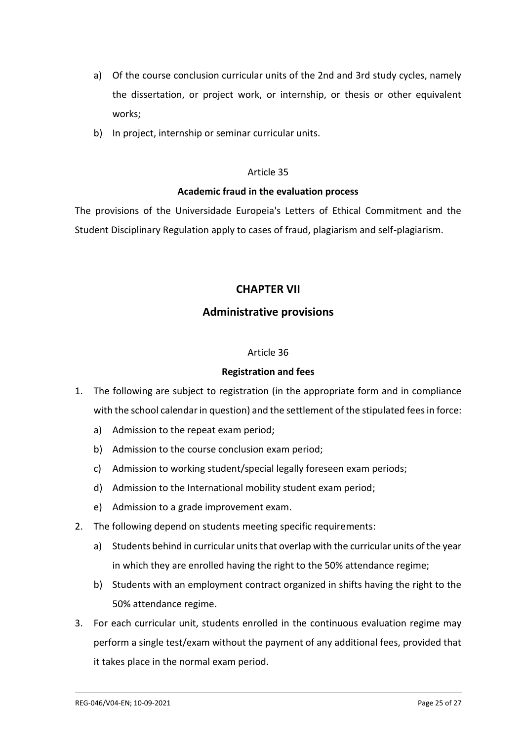a) Of the course conclusion curricular units of the 2nd and 3rd study cycles, namely the dissertation, or project work, or internship, or thesis or other equivalent works;
b) In project, internship or seminar curricular units.

Article 35

**Academic fraud in the evaluation process**

The provisions of the Universidade Europeia's Letters of Ethical Commitment and the Student Disciplinary Regulation apply to cases of fraud, plagiarism and self-plagiarism.

## CHAPTER VII

## Administrative provisions

Article 36

**Registration and fees**

1. The following are subject to registration (in the appropriate form and in compliance with the school calendar in question) and the settlement of the stipulated fees in force:
   a) Admission to the repeat exam period;
   b) Admission to the course conclusion exam period;
   c) Admission to working student/special legally foreseen exam periods;
   d) Admission to the International mobility student exam period;
   e) Admission to a grade improvement exam.
2. The following depend on students meeting specific requirements:
   a) Students behind in curricular units that overlap with the curricular units of the year in which they are enrolled having the right to the 50% attendance regime;
   b) Students with an employment contract organized in shifts having the right to the 50% attendance regime.
3. For each curricular unit, students enrolled in the continuous evaluation regime may perform a single test/exam without the payment of any additional fees, provided that it takes place in the normal exam period.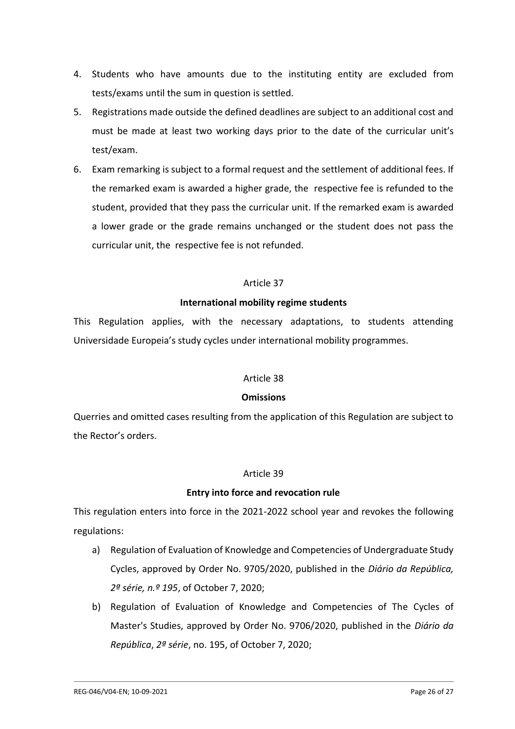4. Students who have amounts due to the instituting entity are excluded from tests/exams until the sum in question is settled.
5. Registrations made outside the defined deadlines are subject to an additional cost and must be made at least two working days prior to the date of the curricular unit's test/exam.
6. Exam remarking is subject to a formal request and the settlement of additional fees. If the remarked exam is awarded a higher grade, the respective fee is refunded to the student, provided that they pass the curricular unit. If the remarked exam is awarded a lower grade or the grade remains unchanged or the student does not pass the curricular unit, the respective fee is not refunded.

Article 37

**International mobility regime students**

This Regulation applies, with the necessary adaptations, to students attending Universidade Europeia's study cycles under international mobility programmes.

Article 38

**Omissions**

Querries and omitted cases resulting from the application of this Regulation are subject to the Rector's orders.

Article 39

**Entry into force and revocation rule**

This regulation enters into force in the 2021-2022 school year and revokes the following regulations:

a) Regulation of Evaluation of Knowledge and Competencies of Undergraduate Study Cycles, approved by Order No. 9705/2020, published in the *Diário da República, 2ª série, n.º 195*, of October 7, 2020;
b) Regulation of Evaluation of Knowledge and Competencies of The Cycles of Master's Studies, approved by Order No. 9706/2020, published in the *Diário da República*, *2ª série*, no. 195, of October 7, 2020;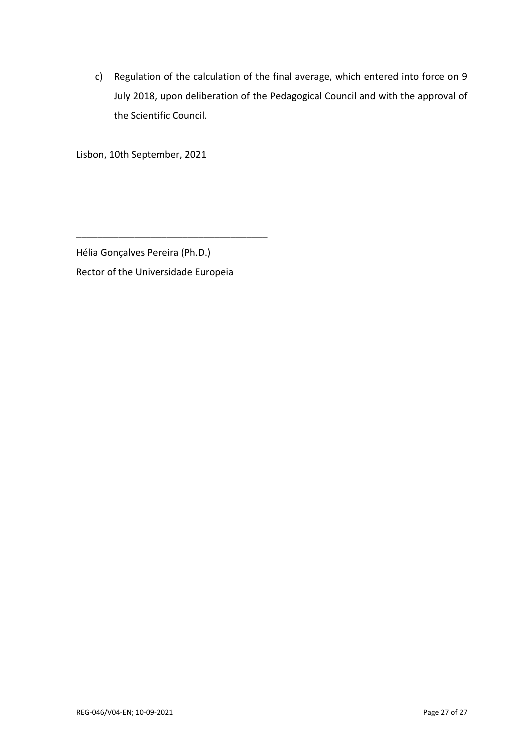c) Regulation of the calculation of the final average, which entered into force on 9 July 2018, upon deliberation of the Pedagogical Council and with the approval of the Scientific Council.

Lisbon, 10th September, 2021

____________________________________

Hélia Gonçalves Pereira (Ph.D.)

Rector of the Universidade Europeia